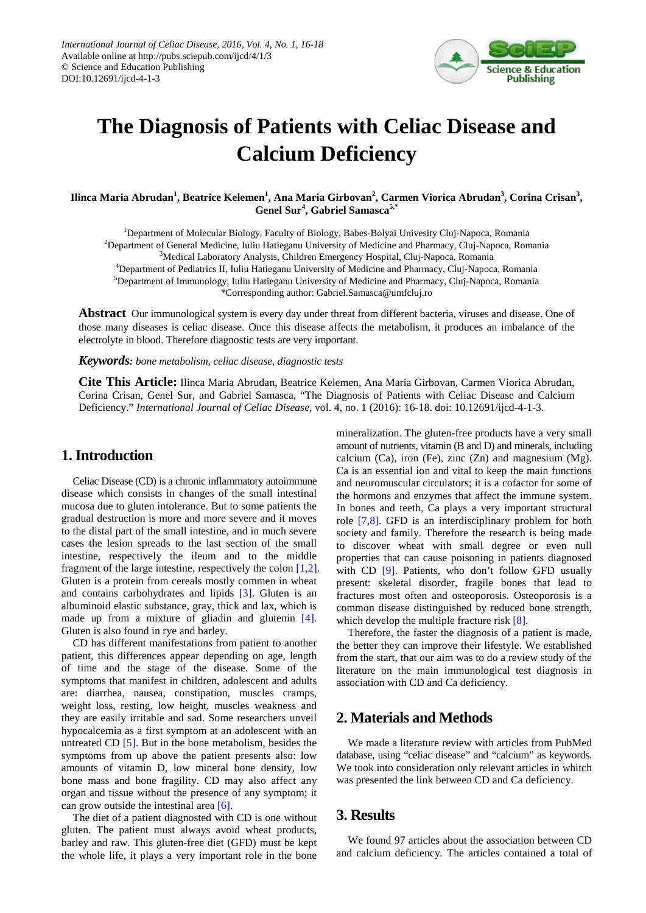# The Diagnosis of Patients with Celiac Disease and Calcium Deficiency

**Ilinca Maria Abrudan[1], Beatrice Kelemen[1], Ana Maria Girbovan[2], Carmen Viorica Abrudan[3], Corina Crisan[3], Genel Sur[4], Gabriel Samasca[5,*]**

[1]Department of Molecular Biology, Faculty of Biology, Babes-Bolyai Univesity Cluj-Napoca, Romania
[2]Department of General Medicine, Iuliu Hatieganu University of Medicine and Pharmacy, Cluj-Napoca, Romania
[3]Medical Laboratory Analysis, Children Emergency Hospital, Cluj-Napoca, Romania
[4]Department of Pediatrics II, Iuliu Hatieganu University of Medicine and Pharmacy, Cluj-Napoca, Romania
[5]Department of Immunology, Iuliu Hatieganu University of Medicine and Pharmacy, Cluj-Napoca, Romania
*Corresponding author: Gabriel.Samasca@umfcluj.ro

**Abstract** Our immunological system is every day under threat from different bacteria, viruses and disease. One of those many diseases is celiac disease. Once this disease affects the metabolism, it produces an imbalance of the electrolyte in blood. Therefore diagnostic tests are very important.

***Keywords:*** *bone metabolism, celiac disease, diagnostic tests*

**Cite This Article:** Ilinca Maria Abrudan, Beatrice Kelemen, Ana Maria Girbovan, Carmen Viorica Abrudan, Corina Crisan, Genel Sur, and Gabriel Samasca, "The Diagnosis of Patients with Celiac Disease and Calcium Deficiency." *International Journal of Celiac Disease*, vol. 4, no. 1 (2016): 16-18. doi: 10.12691/ijcd-4-1-3.

## 1. Introduction

Celiac Disease (CD) is a chronic inflammatory autoimmune disease which consists in changes of the small intestinal mucosa due to gluten intolerance. But to some patients the gradual destruction is more and more severe and it moves to the distal part of the small intestine, and in much severe cases the lesion spreads to the last section of the small intestine, respectively the ileum and to the middle fragment of the large intestine, respectively the colon [1,2]. Gluten is a protein from cereals mostly commen in wheat and contains carbohydrates and lipids [3]. Gluten is an albuminoid elastic substance, gray, thick and lax, which is made up from a mixture of gliadin and glutenin [4]. Gluten is also found in rye and barley.

CD has different manifestations from patient to another patient, this differences appear depending on age, length of time and the stage of the disease. Some of the symptoms that manifest in children, adolescent and adults are: diarrhea, nausea, constipation, muscles cramps, weight loss, resting, low height, muscles weakness and they are easily irritable and sad. Some researchers unveil hypocalcemia as a first symptom at an adolescent with an untreated CD [5]. But in the bone metabolism, besides the symptoms from up above the patient presents also: low amounts of vitamin D, low mineral bone density, low bone mass and bone fragility. CD may also affect any organ and tissue without the presence of any symptom; it can grow outside the intestinal area [6].

The diet of a patient diagnosted with CD is one without gluten. The patient must always avoid wheat products, barley and raw. This gluten-free diet (GFD) must be kept the whole life, it plays a very important role in the bone mineralization. The gluten-free products have a very small amount of nutrients, vitamin (B and D) and minerals, including calcium (Ca), iron (Fe), zinc (Zn) and magnesium (Mg). Ca is an essential ion and vital to keep the main functions and neuromuscular circulators; it is a cofactor for some of the hormons and enzymes that affect the immune system. In bones and teeth, Ca plays a very important structural role [7,8]. GFD is an interdisciplinary problem for both society and family. Therefore the research is being made to discover wheat with small degree or even null properties that can cause poisoning in patients diagnosed with CD [9]. Patients, who don't follow GFD usually present: skeletal disorder, fragile bones that lead to fractures most often and osteoporosis. Osteoporosis is a common disease distinguished by reduced bone strength, which develop the multiple fracture risk [8].

Therefore, the faster the diagnosis of a patient is made, the better they can improve their lifestyle. We established from the start, that our aim was to do a review study of the literature on the main immunological test diagnosis in association with CD and Ca deficiency.

## 2. Materials and Methods

We made a literature review with articles from PubMed database, using "celiac disease" and "calcium" as keywords. We took into consideration only relevant articles in which was presented the link between CD and Ca deficiency.

## 3. Results

We found 97 articles about the association between CD and calcium deficiency. The articles contained a total of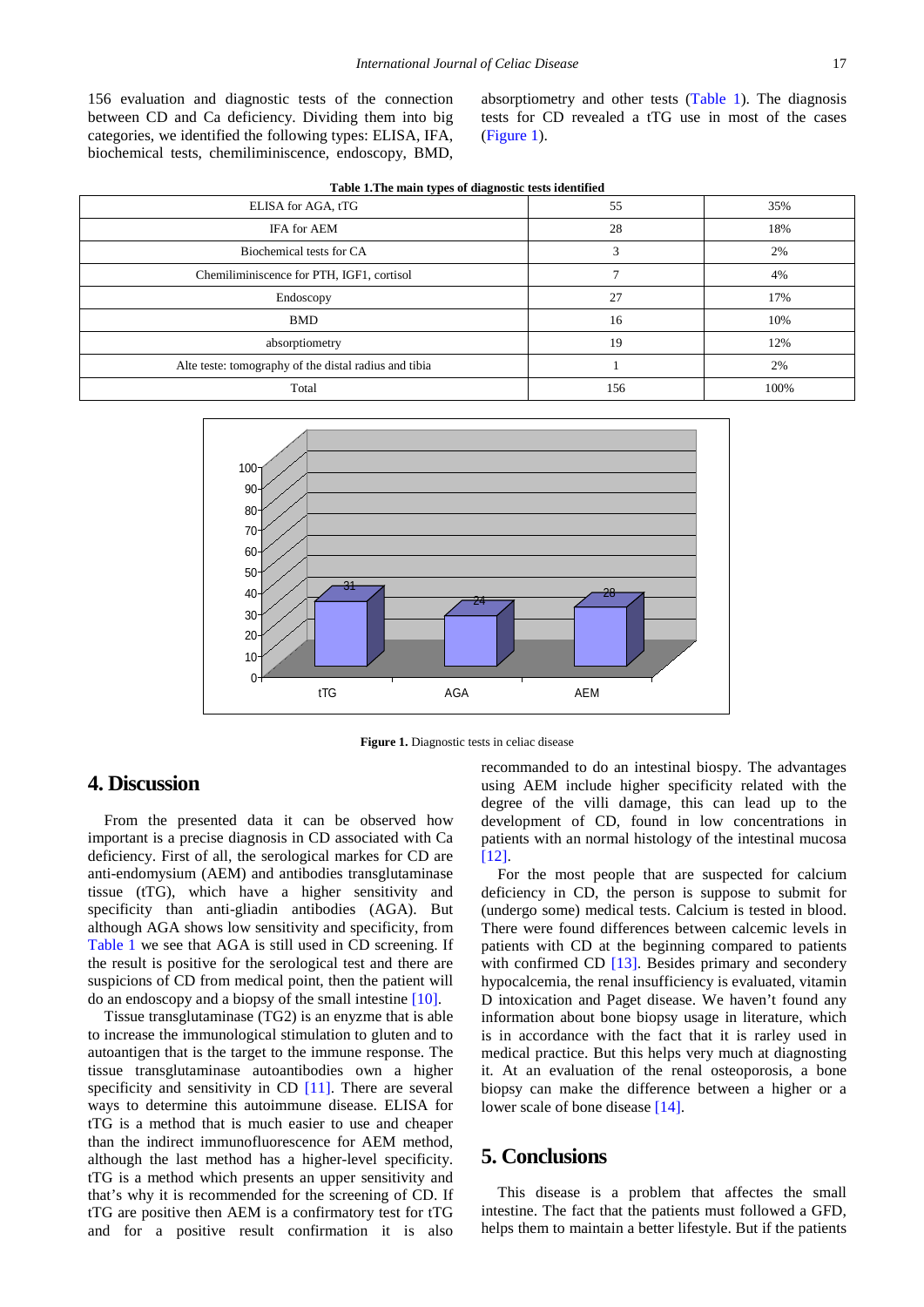156 evaluation and diagnostic tests of the connection between CD and Ca deficiency. Dividing them into big categories, we identified the following types: ELISA, IFA, biochemical tests, chemiliminiscence, endoscopy, BMD, absorptiometry and other tests (Table 1). The diagnosis tests for CD revealed a tTG use in most of the cases (Figure 1).

**Table 1.The main types of diagnostic tests identified**

| | | |
|---|---|---|
| ELISA for AGA, tTG | 55 | 35% |
| IFA for AEM | 28 | 18% |
| Biochemical tests for CA | 3 | 2% |
| Chemiliminiscence for PTH, IGF1, cortisol | 7 | 4% |
| Endoscopy | 27 | 17% |
| BMD | 16 | 10% |
| absorptiometry | 19 | 12% |
| Alte teste: tomography of the distal radius and tibia | 1 | 2% |
| Total | 156 | 100% |

**Figure 1.** Diagnostic tests in celiac disease

## 4. Discussion

From the presented data it can be observed how important is a precise diagnosis in CD associated with Ca deficiency. First of all, the serological markes for CD are anti-endomysium (AEM) and antibodies transglutaminase tissue (tTG), which have a higher sensitivity and specificity than anti-gliadin antibodies (AGA). But although AGA shows low sensitivity and specificity, from Table 1 we see that AGA is still used in CD screening. If the result is positive for the serological test and there are suspicions of CD from medical point, then the patient will do an endoscopy and a biopsy of the small intestine [10].

Tissue transglutaminase (TG2) is an enyzme that is able to increase the immunological stimulation to gluten and to autoantigen that is the target to the immune response. The tissue transglutaminase autoantibodies own a higher specificity and sensitivity in CD [11]. There are several ways to determine this autoimmune disease. ELISA for tTG is a method that is much easier to use and cheaper than the indirect immunofluorescence for AEM method, although the last method has a higher-level specificity. tTG is a method which presents an upper sensitivity and that's why it is recommended for the screening of CD. If tTG are positive then AEM is a confirmatory test for tTG and for a positive result confirmation it is also recommanded to do an intestinal biopsy. The advantages using AEM include higher specificity related with the degree of the villi damage, this can lead up to the development of CD, found in low concentrations in patients with an normal histology of the intestinal mucosa [12].

For the most people that are suspected for calcium deficiency in CD, the person is suppose to submit for (undergo some) medical tests. Calcium is tested in blood. There were found differences between calcemic levels in patients with CD at the beginning compared to patients with confirmed CD [13]. Besides primary and secondery hypocalcemia, the renal insufficiency is evaluated, vitamin D intoxication and Paget disease. We haven't found any information about bone biopsy usage in literature, which is in accordance with the fact that it is rarley used in medical practice. But this helps very much at diagnosting it. At an evaluation of the renal osteoporosis, a bone biopsy can make the difference between a higher or a lower scale of bone disease [14].

## 5. Conclusions

This disease is a problem that affectes the small intestine. The fact that the patients must followed a GFD, helps them to maintain a better lifestyle. But if the patients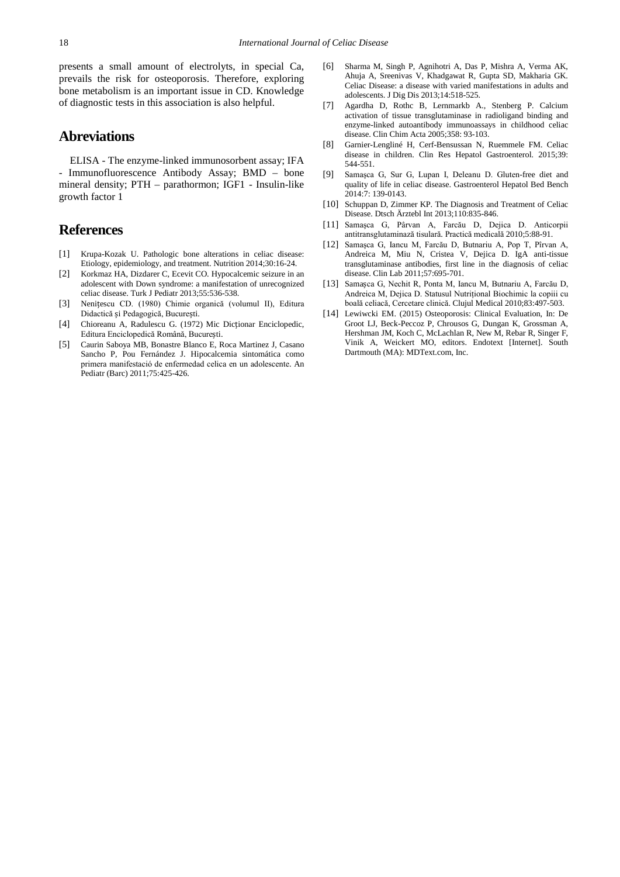presents a small amount of electrolyts, in special Ca, prevails the risk for osteoporosis. Therefore, exploring bone metabolism is an important issue in CD. Knowledge of diagnostic tests in this association is also helpful.

## Abreviations

ELISA - The enzyme-linked immunosorbent assay; IFA - Immunofluorescence Antibody Assay; BMD – bone mineral density; PTH – parathormon; IGF1 - Insulin-like growth factor 1

## References

[1] Krupa-Kozak U. Pathologic bone alterations in celiac disease: Etiology, epidemiology, and treatment. Nutrition 2014;30:16-24.

[2] Korkmaz HA, Dizdarer C, Ecevit CO. Hypocalcemic seizure in an adolescent with Down syndrome: a manifestation of unrecognized celiac disease. Turk J Pediatr 2013;55:536-538.

[3] Nenițescu CD. (1980) Chimie organică (volumul II), Editura Didactică şi Pedagogică, Bucureşti.

[4] Chioreanu A, Radulescu G. (1972) Mic Dicționar Enciclopedic, Editura Enciclopedică Română, Bucureşti.

[5] Caurin Saboya MB, Bonastre Blanco E, Roca Martinez J, Casano Sancho P, Pou Fernández J. Hipocalcemia sintomática como primera manifestació de enfermedad celica en un adolescente. An Pediatr (Barc) 2011;75:425-426.

[6] Sharma M, Singh P, Agnihotri A, Das P, Mishra A, Verma AK, Ahuja A, Sreenivas V, Khadgawat R, Gupta SD, Makharia GK. Celiac Disease: a disease with varied manifestations in adults and adolescents. J Dig Dis 2013;14:518-525.

[7] Agardha D, Rothc B, Lernmarkb A., Stenberg P. Calcium activation of tissue transglutaminase in radioligand binding and enzyme-linked autoantibody immunoassays in childhood celiac disease. Clin Chim Acta 2005;358: 93-103.

[8] Garnier-Lengliné H, Cerf-Bensussan N, Ruemmele FM. Celiac disease in children. Clin Res Hepatol Gastroenterol. 2015;39: 544-551.

[9] Samaşca G, Sur G, Lupan I, Deleanu D. Gluten-free diet and quality of life in celiac disease. Gastroenterol Hepatol Bed Bench 2014:7: 139-0143.

[10] Schuppan D, Zimmer KP. The Diagnosis and Treatment of Celiac Disease. Dtsch Ärztebl Int 2013;110:835-846.

[11] Samaşca G, Pârvan A, Farcău D, Dejica D. Anticorpii antitransglutaminază tisulară. Practică medicală 2010;5:88-91.

[12] Samaşca G, Iancu M, Farcău D, Butnariu A, Pop T, Pîrvan A, Andreica M, Miu N, Cristea V, Dejica D. IgA anti-tissue transglutaminase antibodies, first line in the diagnosis of celiac disease. Clin Lab 2011;57:695-701.

[13] Samaşca G, Nechit R, Ponta M, Iancu M, Butnariu A, Farcău D, Andreica M, Dejica D. Statusul Nutrițional Biochimic la copiii cu boală celiacă, Cercetare clinică. Clujul Medical 2010;83:497-503.

[14] Lewiwcki EM. (2015) Osteoporosis: Clinical Evaluation, In: De Groot LJ, Beck-Peccoz P, Chrousos G, Dungan K, Grossman A, Hershman JM, Koch C, McLachlan R, New M, Rebar R, Singer F, Vinik A, Weickert MO, editors. Endotext [Internet]. South Dartmouth (MA): MDText.com, Inc.